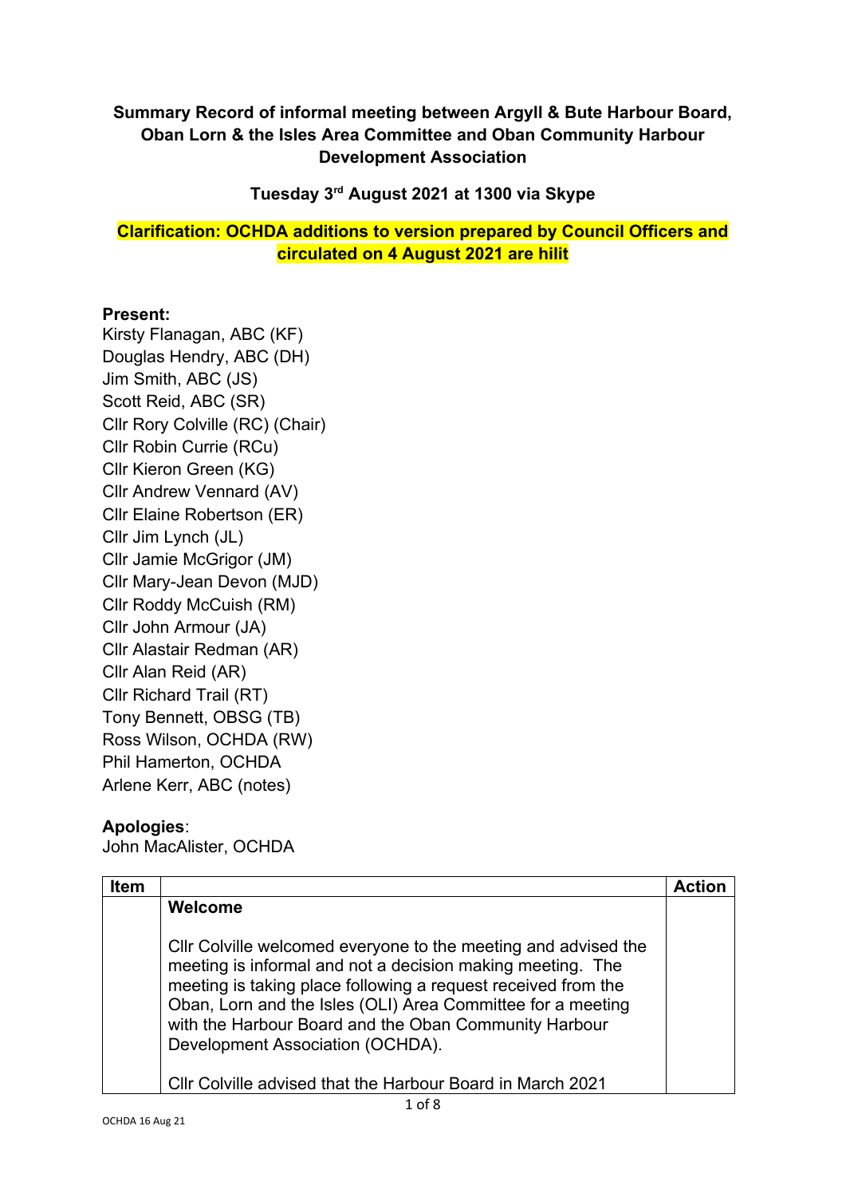**Summary Record of informal meeting between Argyll & Bute Harbour Board, Oban Lorn & the Isles Area Committee and Oban Community Harbour Development Association**

**Tuesday 3rd August 2021 at 1300 via Skype**

**Clarification: OCHDA additions to version prepared by Council Officers and circulated on 4 August 2021 are hilit**

**Present:**
Kirsty Flanagan, ABC (KF)
Douglas Hendry, ABC (DH)
Jim Smith, ABC (JS)
Scott Reid, ABC (SR)
Cllr Rory Colville (RC) (Chair)
Cllr Robin Currie (RCu)
Cllr Kieron Green (KG)
Cllr Andrew Vennard (AV)
Cllr Elaine Robertson (ER)
Cllr Jim Lynch (JL)
Cllr Jamie McGrigor (JM)
Cllr Mary-Jean Devon (MJD)
Cllr Roddy McCuish (RM)
Cllr John Armour (JA)
Cllr Alastair Redman (AR)
Cllr Alan Reid (AR)
Cllr Richard Trail (RT)
Tony Bennett, OBSG (TB)
Ross Wilson, OCHDA (RW)
Phil Hamerton, OCHDA
Arlene Kerr, ABC (notes)

**Apologies**:
John MacAlister, OCHDA

| Item | | Action |
|---|---|---|
| | **Welcome**<br><br>Cllr Colville welcomed everyone to the meeting and advised the meeting is informal and not a decision making meeting. The meeting is taking place following a request received from the Oban, Lorn and the Isles (OLI) Area Committee for a meeting with the Harbour Board and the Oban Community Harbour Development Association (OCHDA).<br><br>Cllr Colville advised that the Harbour Board in March 2021 | |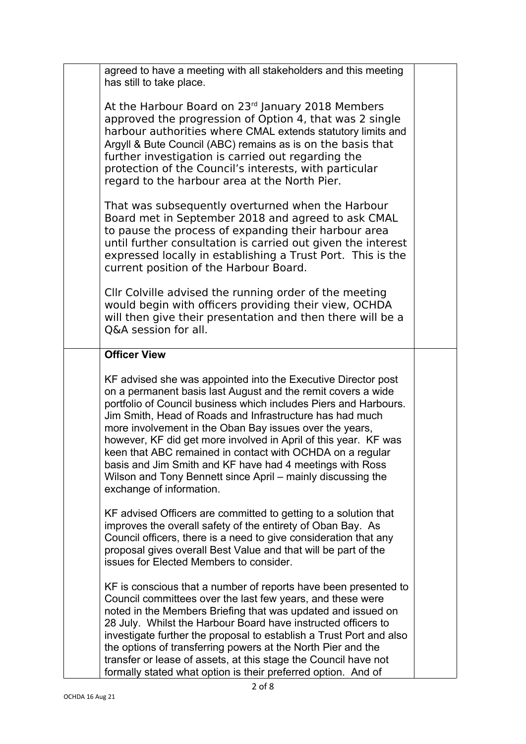agreed to have a meeting with all stakeholders and this meeting has still to take place.

At the Harbour Board on 23rd January 2018 Members approved the progression of Option 4, that was 2 single harbour authorities where CMAL extends statutory limits and Argyll & Bute Council (ABC) remains as is on the basis that further investigation is carried out regarding the protection of the Council's interests, with particular regard to the harbour area at the North Pier.

That was subsequently overturned when the Harbour Board met in September 2018 and agreed to ask CMAL to pause the process of expanding their harbour area until further consultation is carried out given the interest expressed locally in establishing a Trust Port. This is the current position of the Harbour Board.

Cllr Colville advised the running order of the meeting would begin with officers providing their view, OCHDA will then give their presentation and then there will be a Q&A session for all.

**Officer View**

KF advised she was appointed into the Executive Director post on a permanent basis last August and the remit covers a wide portfolio of Council business which includes Piers and Harbours. Jim Smith, Head of Roads and Infrastructure has had much more involvement in the Oban Bay issues over the years, however, KF did get more involved in April of this year. KF was keen that ABC remained in contact with OCHDA on a regular basis and Jim Smith and KF have had 4 meetings with Ross Wilson and Tony Bennett since April – mainly discussing the exchange of information.

KF advised Officers are committed to getting to a solution that improves the overall safety of the entirety of Oban Bay. As Council officers, there is a need to give consideration that any proposal gives overall Best Value and that will be part of the issues for Elected Members to consider.

KF is conscious that a number of reports have been presented to Council committees over the last few years, and these were noted in the Members Briefing that was updated and issued on 28 July. Whilst the Harbour Board have instructed officers to investigate further the proposal to establish a Trust Port and also the options of transferring powers at the North Pier and the transfer or lease of assets, at this stage the Council have not formally stated what option is their preferred option. And of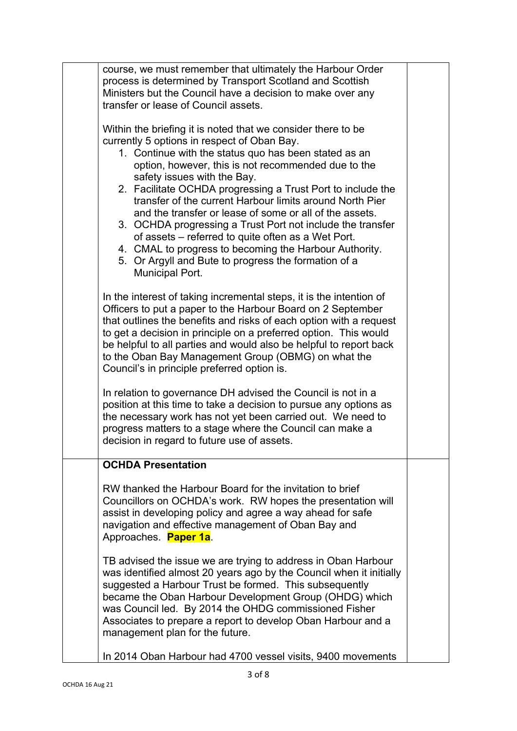course, we must remember that ultimately the Harbour Order process is determined by Transport Scotland and Scottish Ministers but the Council have a decision to make over any transfer or lease of Council assets.

Within the briefing it is noted that we consider there to be currently 5 options in respect of Oban Bay.

1. Continue with the status quo has been stated as an option, however, this is not recommended due to the safety issues with the Bay.
2. Facilitate OCHDA progressing a Trust Port to include the transfer of the current Harbour limits around North Pier and the transfer or lease of some or all of the assets.
3. OCHDA progressing a Trust Port not include the transfer of assets – referred to quite often as a Wet Port.
4. CMAL to progress to becoming the Harbour Authority.
5. Or Argyll and Bute to progress the formation of a Municipal Port.

In the interest of taking incremental steps, it is the intention of Officers to put a paper to the Harbour Board on 2 September that outlines the benefits and risks of each option with a request to get a decision in principle on a preferred option. This would be helpful to all parties and would also be helpful to report back to the Oban Bay Management Group (OBMG) on what the Council's in principle preferred option is.

In relation to governance DH advised the Council is not in a position at this time to take a decision to pursue any options as the necessary work has not yet been carried out. We need to progress matters to a stage where the Council can make a decision in regard to future use of assets.

**OCHDA Presentation**

RW thanked the Harbour Board for the invitation to brief Councillors on OCHDA's work. RW hopes the presentation will assist in developing policy and agree a way ahead for safe navigation and effective management of Oban Bay and Approaches. **Paper 1a**.

TB advised the issue we are trying to address in Oban Harbour was identified almost 20 years ago by the Council when it initially suggested a Harbour Trust be formed. This subsequently became the Oban Harbour Development Group (OHDG) which was Council led. By 2014 the OHDG commissioned Fisher Associates to prepare a report to develop Oban Harbour and a management plan for the future.

In 2014 Oban Harbour had 4700 vessel visits, 9400 movements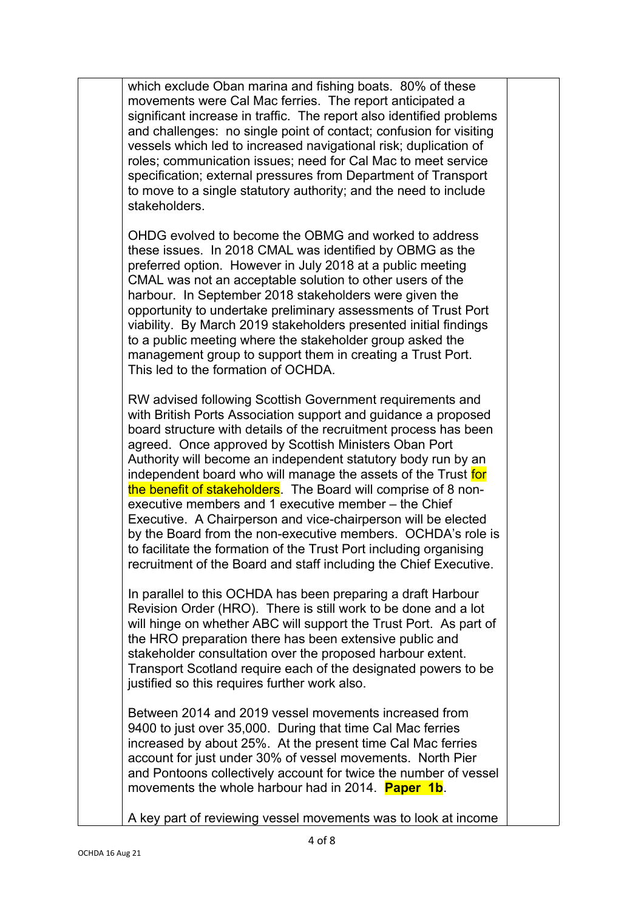which exclude Oban marina and fishing boats. 80% of these movements were Cal Mac ferries. The report anticipated a significant increase in traffic. The report also identified problems and challenges: no single point of contact; confusion for visiting vessels which led to increased navigational risk; duplication of roles; communication issues; need for Cal Mac to meet service specification; external pressures from Department of Transport to move to a single statutory authority; and the need to include stakeholders.

OHDG evolved to become the OBMG and worked to address these issues. In 2018 CMAL was identified by OBMG as the preferred option. However in July 2018 at a public meeting CMAL was not an acceptable solution to other users of the harbour. In September 2018 stakeholders were given the opportunity to undertake preliminary assessments of Trust Port viability. By March 2019 stakeholders presented initial findings to a public meeting where the stakeholder group asked the management group to support them in creating a Trust Port. This led to the formation of OCHDA.

RW advised following Scottish Government requirements and with British Ports Association support and guidance a proposed board structure with details of the recruitment process has been agreed. Once approved by Scottish Ministers Oban Port Authority will become an independent statutory body run by an independent board who will manage the assets of the Trust for the benefit of stakeholders. The Board will comprise of 8 non-executive members and 1 executive member – the Chief Executive. A Chairperson and vice-chairperson will be elected by the Board from the non-executive members. OCHDA's role is to facilitate the formation of the Trust Port including organising recruitment of the Board and staff including the Chief Executive.

In parallel to this OCHDA has been preparing a draft Harbour Revision Order (HRO). There is still work to be done and a lot will hinge on whether ABC will support the Trust Port. As part of the HRO preparation there has been extensive public and stakeholder consultation over the proposed harbour extent. Transport Scotland require each of the designated powers to be justified so this requires further work also.

Between 2014 and 2019 vessel movements increased from 9400 to just over 35,000. During that time Cal Mac ferries increased by about 25%. At the present time Cal Mac ferries account for just under 30% of vessel movements. North Pier and Pontoons collectively account for twice the number of vessel movements the whole harbour had in 2014. **Paper 1b**.

A key part of reviewing vessel movements was to look at income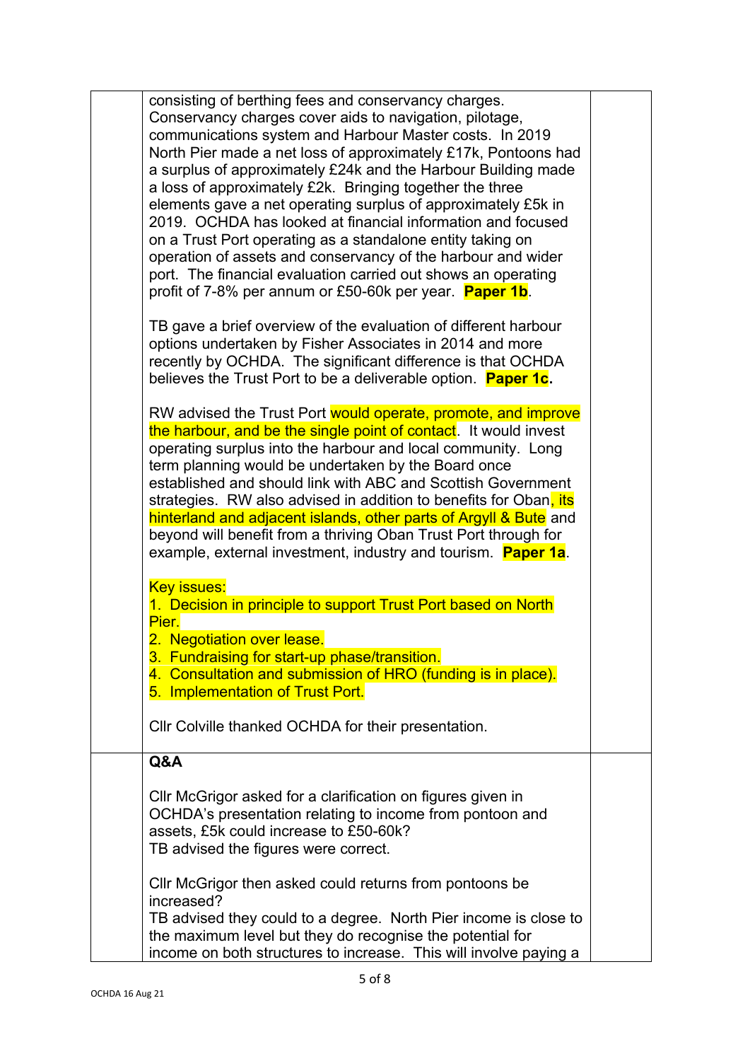| | | |
|---|---|---|
| | consisting of berthing fees and conservancy charges. Conservancy charges cover aids to navigation, pilotage, communications system and Harbour Master costs. In 2019 North Pier made a net loss of approximately £17k, Pontoons had a surplus of approximately £24k and the Harbour Building made a loss of approximately £2k. Bringing together the three elements gave a net operating surplus of approximately £5k in 2019. OCHDA has looked at financial information and focused on a Trust Port operating as a standalone entity taking on operation of assets and conservancy of the harbour and wider port. The financial evaluation carried out shows an operating profit of 7-8% per annum or £50-60k per year. **Paper 1b**.<br><br>TB gave a brief overview of the evaluation of different harbour options undertaken by Fisher Associates in 2014 and more recently by OCHDA. The significant difference is that OCHDA believes the Trust Port to be a deliverable option. **Paper 1c.**<br><br>RW advised the Trust Port would operate, promote, and improve the harbour, and be the single point of contact. It would invest operating surplus into the harbour and local community. Long term planning would be undertaken by the Board once established and should link with ABC and Scottish Government strategies. RW also advised in addition to benefits for Oban, its hinterland and adjacent islands, other parts of Argyll & Bute and beyond will benefit from a thriving Oban Trust Port through for example, external investment, industry and tourism. **Paper 1a**.<br><br>Key issues:<br>1. Decision in principle to support Trust Port based on North Pier.<br>2. Negotiation over lease.<br>3. Fundraising for start-up phase/transition.<br>4. Consultation and submission of HRO (funding is in place).<br>5. Implementation of Trust Port.<br><br>Cllr Colville thanked OCHDA for their presentation. | |
| | **Q&A**<br><br>Cllr McGrigor asked for a clarification on figures given in OCHDA's presentation relating to income from pontoon and assets, £5k could increase to £50-60k?<br>TB advised the figures were correct.<br><br>Cllr McGrigor then asked could returns from pontoons be increased?<br>TB advised they could to a degree. North Pier income is close to the maximum level but they do recognise the potential for income on both structures to increase. This will involve paying a | |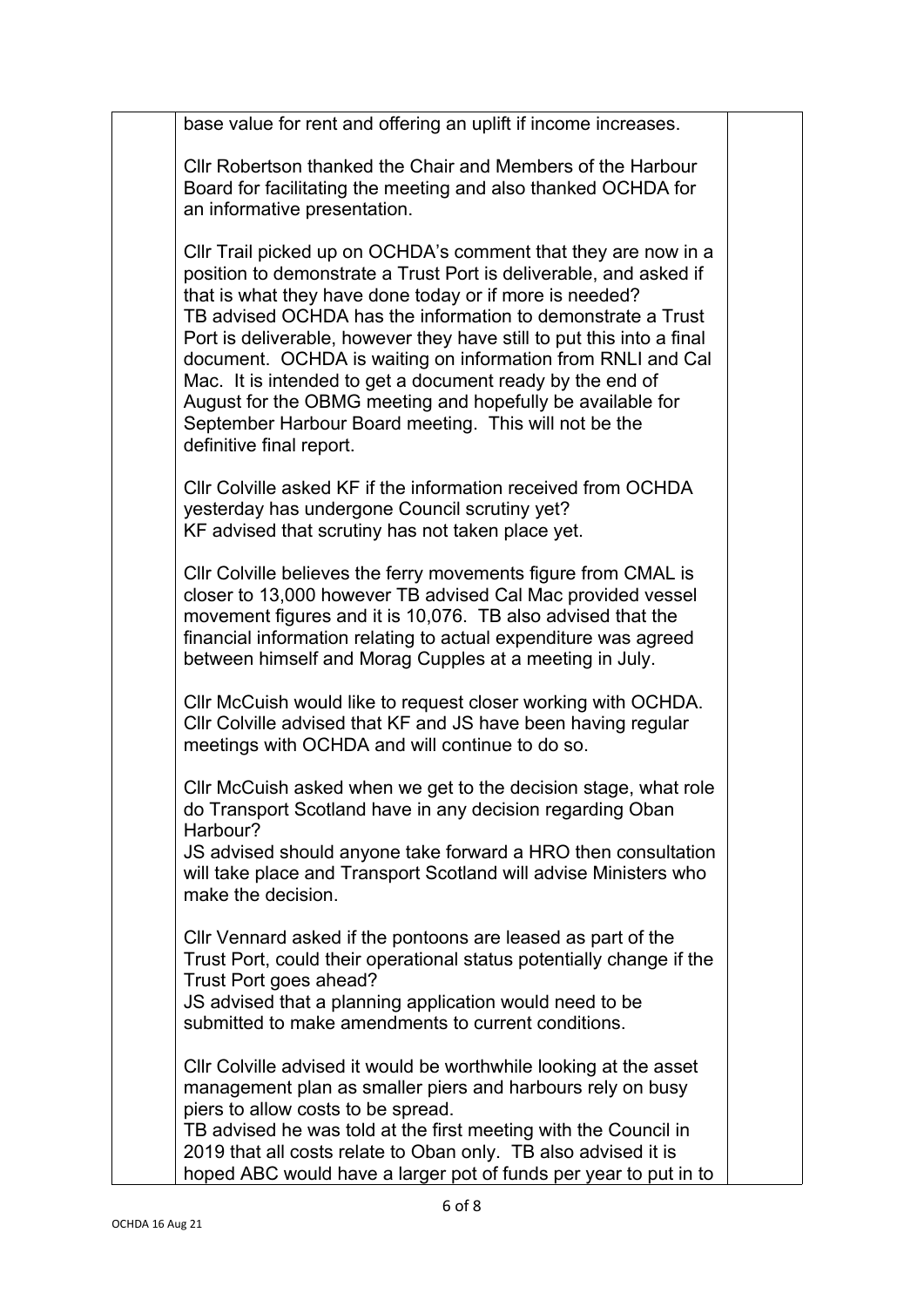base value for rent and offering an uplift if income increases.

Cllr Robertson thanked the Chair and Members of the Harbour Board for facilitating the meeting and also thanked OCHDA for an informative presentation.

Cllr Trail picked up on OCHDA's comment that they are now in a position to demonstrate a Trust Port is deliverable, and asked if that is what they have done today or if more is needed?
TB advised OCHDA has the information to demonstrate a Trust Port is deliverable, however they have still to put this into a final document. OCHDA is waiting on information from RNLI and Cal Mac. It is intended to get a document ready by the end of August for the OBMG meeting and hopefully be available for September Harbour Board meeting. This will not be the definitive final report.

Cllr Colville asked KF if the information received from OCHDA yesterday has undergone Council scrutiny yet?
KF advised that scrutiny has not taken place yet.

Cllr Colville believes the ferry movements figure from CMAL is closer to 13,000 however TB advised Cal Mac provided vessel movement figures and it is 10,076. TB also advised that the financial information relating to actual expenditure was agreed between himself and Morag Cupples at a meeting in July.

Cllr McCuish would like to request closer working with OCHDA.
Cllr Colville advised that KF and JS have been having regular meetings with OCHDA and will continue to do so.

Cllr McCuish asked when we get to the decision stage, what role do Transport Scotland have in any decision regarding Oban Harbour?
JS advised should anyone take forward a HRO then consultation will take place and Transport Scotland will advise Ministers who make the decision.

Cllr Vennard asked if the pontoons are leased as part of the Trust Port, could their operational status potentially change if the Trust Port goes ahead?
JS advised that a planning application would need to be submitted to make amendments to current conditions.

Cllr Colville advised it would be worthwhile looking at the asset management plan as smaller piers and harbours rely on busy piers to allow costs to be spread.
TB advised he was told at the first meeting with the Council in 2019 that all costs relate to Oban only. TB also advised it is hoped ABC would have a larger pot of funds per year to put in to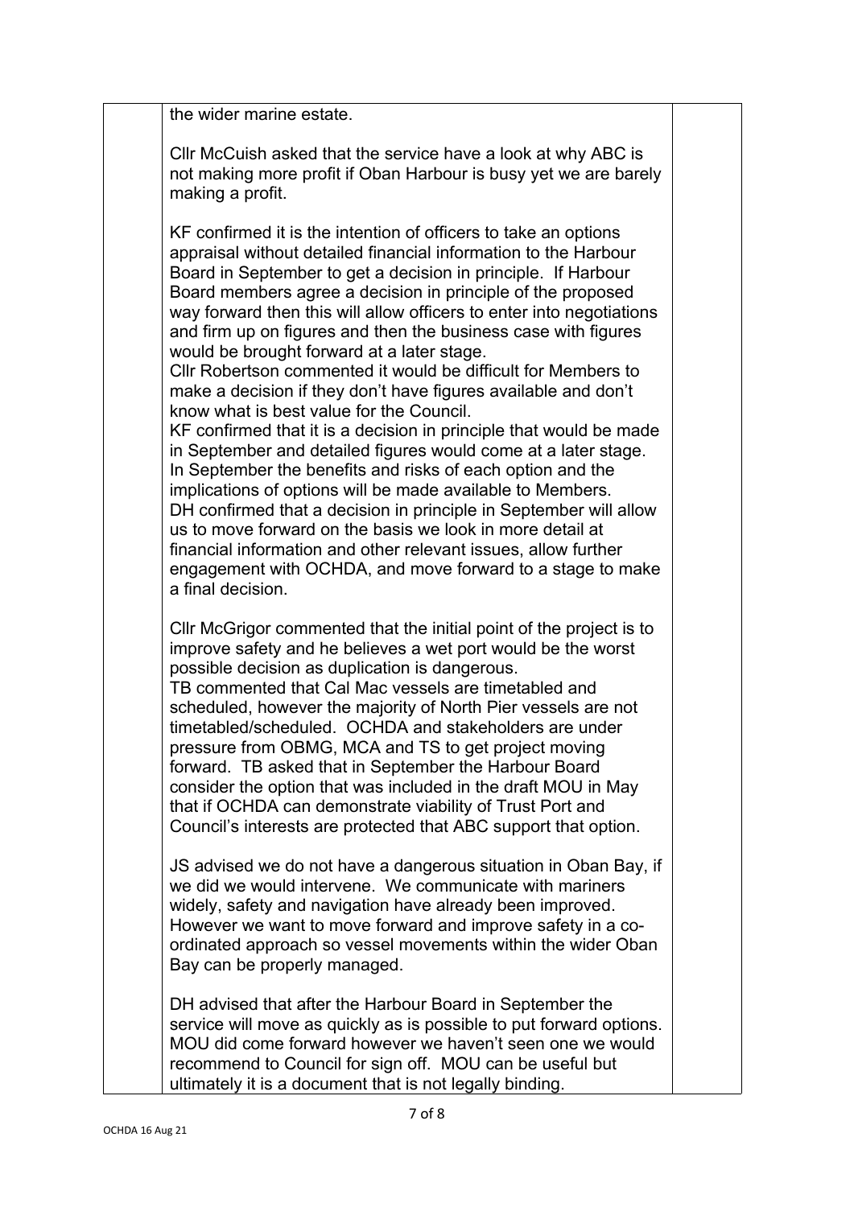the wider marine estate.

Cllr McCuish asked that the service have a look at why ABC is not making more profit if Oban Harbour is busy yet we are barely making a profit.

KF confirmed it is the intention of officers to take an options appraisal without detailed financial information to the Harbour Board in September to get a decision in principle. If Harbour Board members agree a decision in principle of the proposed way forward then this will allow officers to enter into negotiations and firm up on figures and then the business case with figures would be brought forward at a later stage.
Cllr Robertson commented it would be difficult for Members to make a decision if they don't have figures available and don't know what is best value for the Council.
KF confirmed that it is a decision in principle that would be made in September and detailed figures would come at a later stage. In September the benefits and risks of each option and the implications of options will be made available to Members.
DH confirmed that a decision in principle in September will allow us to move forward on the basis we look in more detail at financial information and other relevant issues, allow further engagement with OCHDA, and move forward to a stage to make a final decision.

Cllr McGrigor commented that the initial point of the project is to improve safety and he believes a wet port would be the worst possible decision as duplication is dangerous.
TB commented that Cal Mac vessels are timetabled and scheduled, however the majority of North Pier vessels are not timetabled/scheduled. OCHDA and stakeholders are under pressure from OBMG, MCA and TS to get project moving forward. TB asked that in September the Harbour Board consider the option that was included in the draft MOU in May that if OCHDA can demonstrate viability of Trust Port and Council's interests are protected that ABC support that option.

JS advised we do not have a dangerous situation in Oban Bay, if we did we would intervene. We communicate with mariners widely, safety and navigation have already been improved. However we want to move forward and improve safety in a co-ordinated approach so vessel movements within the wider Oban Bay can be properly managed.

DH advised that after the Harbour Board in September the service will move as quickly as is possible to put forward options. MOU did come forward however we haven't seen one we would recommend to Council for sign off. MOU can be useful but ultimately it is a document that is not legally binding.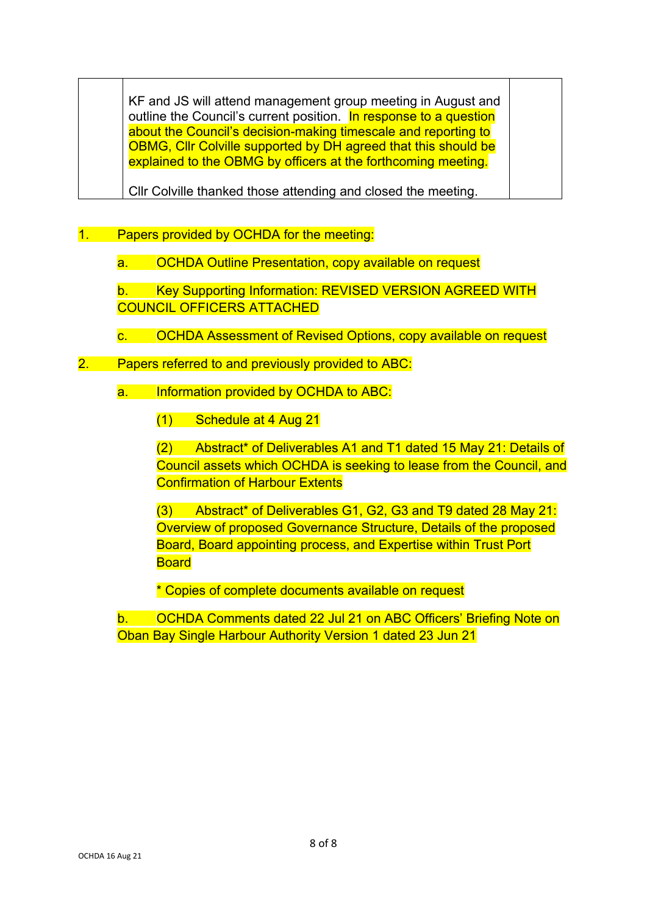| | | |
|---|---|---|
| | KF and JS will attend management group meeting in August and outline the Council's current position. In response to a question about the Council's decision-making timescale and reporting to OBMG, Cllr Colville supported by DH agreed that this should be explained to the OBMG by officers at the forthcoming meeting.<br><br>Cllr Colville thanked those attending and closed the meeting. | |

1. Papers provided by OCHDA for the meeting:

   a. OCHDA Outline Presentation, copy available on request

   b. Key Supporting Information: REVISED VERSION AGREED WITH COUNCIL OFFICERS ATTACHED

   c. OCHDA Assessment of Revised Options, copy available on request

2. Papers referred to and previously provided to ABC:

   a. Information provided by OCHDA to ABC:

      (1) Schedule at 4 Aug 21

      (2) Abstract* of Deliverables A1 and T1 dated 15 May 21: Details of Council assets which OCHDA is seeking to lease from the Council, and Confirmation of Harbour Extents

      (3) Abstract* of Deliverables G1, G2, G3 and T9 dated 28 May 21: Overview of proposed Governance Structure, Details of the proposed Board, Board appointing process, and Expertise within Trust Port Board

      * Copies of complete documents available on request

   b. OCHDA Comments dated 22 Jul 21 on ABC Officers' Briefing Note on Oban Bay Single Harbour Authority Version 1 dated 23 Jun 21